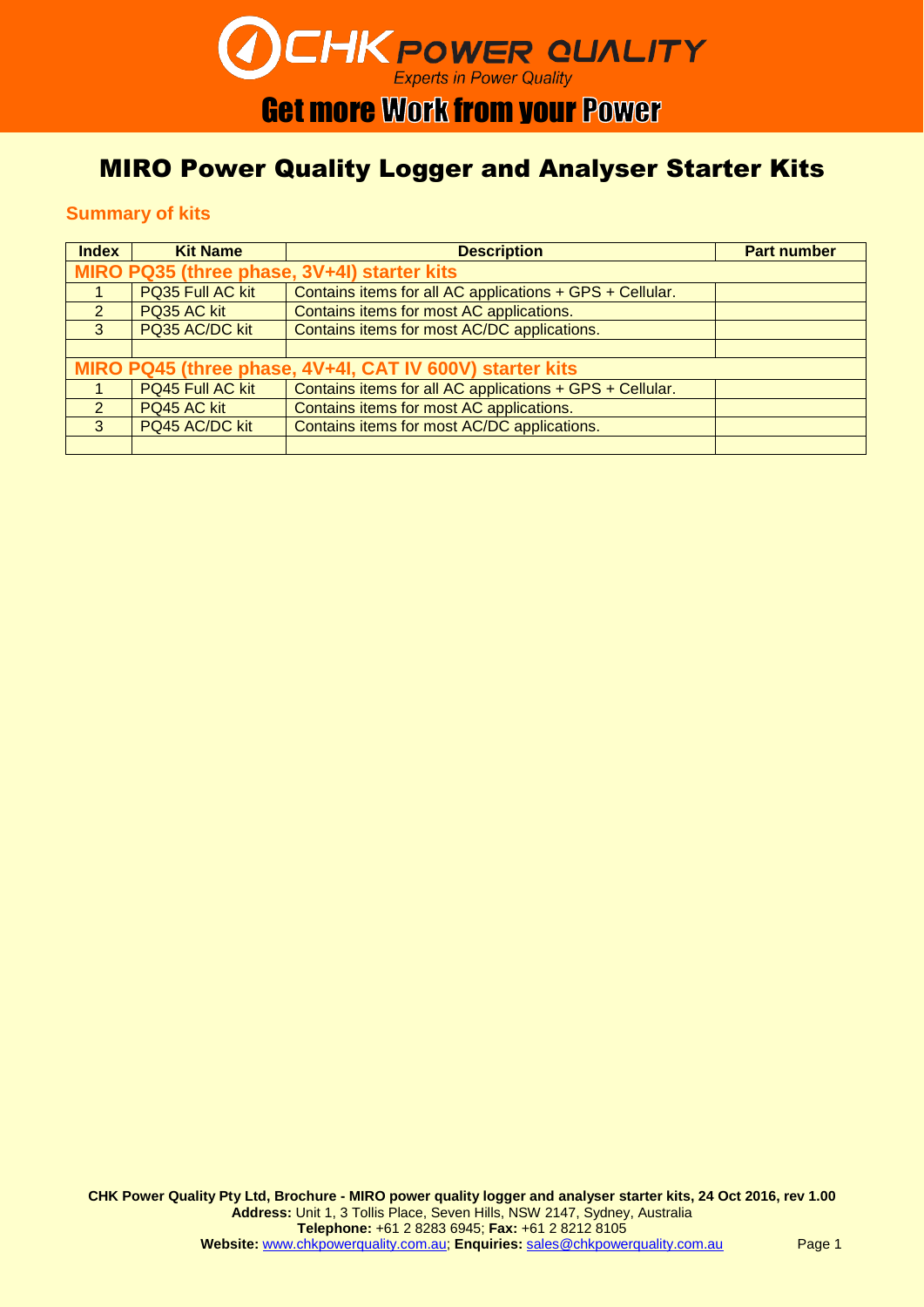# CHK POWER QUALITY

*Experts in Power Quality*

**Get more Work from your Power**

# MIRO Power Quality Logger and Analyser Starter Kits

## Summary of kits

| Index | Kit Name | Description | Part number |
|---|---|---|---|
| **MIRO PQ35 (three phase, 3V+4I) starter kits** | | | |
| 1 | PQ35 Full AC kit | Contains items for all AC applications + GPS + Cellular. | |
| 2 | PQ35 AC kit | Contains items for most AC applications. | |
| 3 | PQ35 AC/DC kit | Contains items for most AC/DC applications. | |
| | | | |
| **MIRO PQ45 (three phase, 4V+4I, CAT IV 600V) starter kits** | | | |
| 1 | PQ45 Full AC kit | Contains items for all AC applications + GPS + Cellular. | |
| 2 | PQ45 AC kit | Contains items for most AC applications. | |
| 3 | PQ45 AC/DC kit | Contains items for most AC/DC applications. | |
| | | | |

**CHK Power Quality Pty Ltd, Brochure - MIRO power quality logger and analyser starter kits, 24 Oct 2016, rev 1.00**
**Address:** Unit 1, 3 Tollis Place, Seven Hills, NSW 2147, Sydney, Australia
**Telephone:** +61 2 8283 6945; **Fax:** +61 2 8212 8105
**Website:** www.chkpowerquality.com.au; **Enquiries:** sales@chkpowerquality.com.au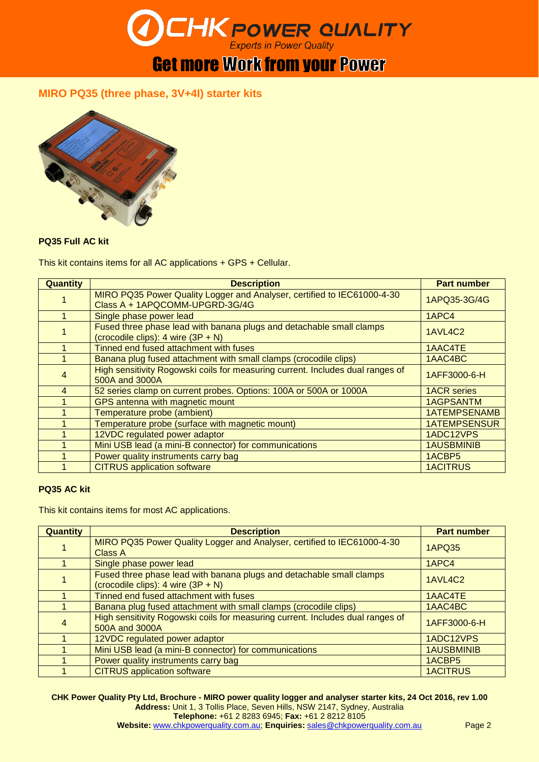## MIRO PQ35 (three phase, 3V+4I) starter kits

### PQ35 Full AC kit

This kit contains items for all AC applications + GPS + Cellular.

| Quantity | Description | Part number |
|---|---|---|
| 1 | MIRO PQ35 Power Quality Logger and Analyser, certified to IEC61000-4-30 Class A + 1APQCOMM-UPGRD-3G/4G | 1APQ35-3G/4G |
| 1 | Single phase power lead | 1APC4 |
| 1 | Fused three phase lead with banana plugs and detachable small clamps (crocodile clips): 4 wire (3P + N) | 1AVL4C2 |
| 1 | Tinned end fused attachment with fuses | 1AAC4TE |
| 1 | Banana plug fused attachment with small clamps (crocodile clips) | 1AAC4BC |
| 4 | High sensitivity Rogowski coils for measuring current. Includes dual ranges of 500A and 3000A | 1AFF3000-6-H |
| 4 | 52 series clamp on current probes. Options: 100A or 500A or 1000A | 1ACR series |
| 1 | GPS antenna with magnetic mount | 1AGPSANTM |
| 1 | Temperature probe (ambient) | 1ATEMPSENAMB |
| 1 | Temperature probe (surface with magnetic mount) | 1ATEMPSENSUR |
| 1 | 12VDC regulated power adaptor | 1ADC12VPS |
| 1 | Mini USB lead (a mini-B connector) for communications | 1AUSBMINIB |
| 1 | Power quality instruments carry bag | 1ACBP5 |
| 1 | CITRUS application software | 1ACITRUS |

### PQ35 AC kit

This kit contains items for most AC applications.

| Quantity | Description | Part number |
|---|---|---|
| 1 | MIRO PQ35 Power Quality Logger and Analyser, certified to IEC61000-4-30 Class A | 1APQ35 |
| 1 | Single phase power lead | 1APC4 |
| 1 | Fused three phase lead with banana plugs and detachable small clamps (crocodile clips): 4 wire (3P + N) | 1AVL4C2 |
| 1 | Tinned end fused attachment with fuses | 1AAC4TE |
| 1 | Banana plug fused attachment with small clamps (crocodile clips) | 1AAC4BC |
| 4 | High sensitivity Rogowski coils for measuring current. Includes dual ranges of 500A and 3000A | 1AFF3000-6-H |
| 1 | 12VDC regulated power adaptor | 1ADC12VPS |
| 1 | Mini USB lead (a mini-B connector) for communications | 1AUSBMINIB |
| 1 | Power quality instruments carry bag | 1ACBP5 |
| 1 | CITRUS application software | 1ACITRUS |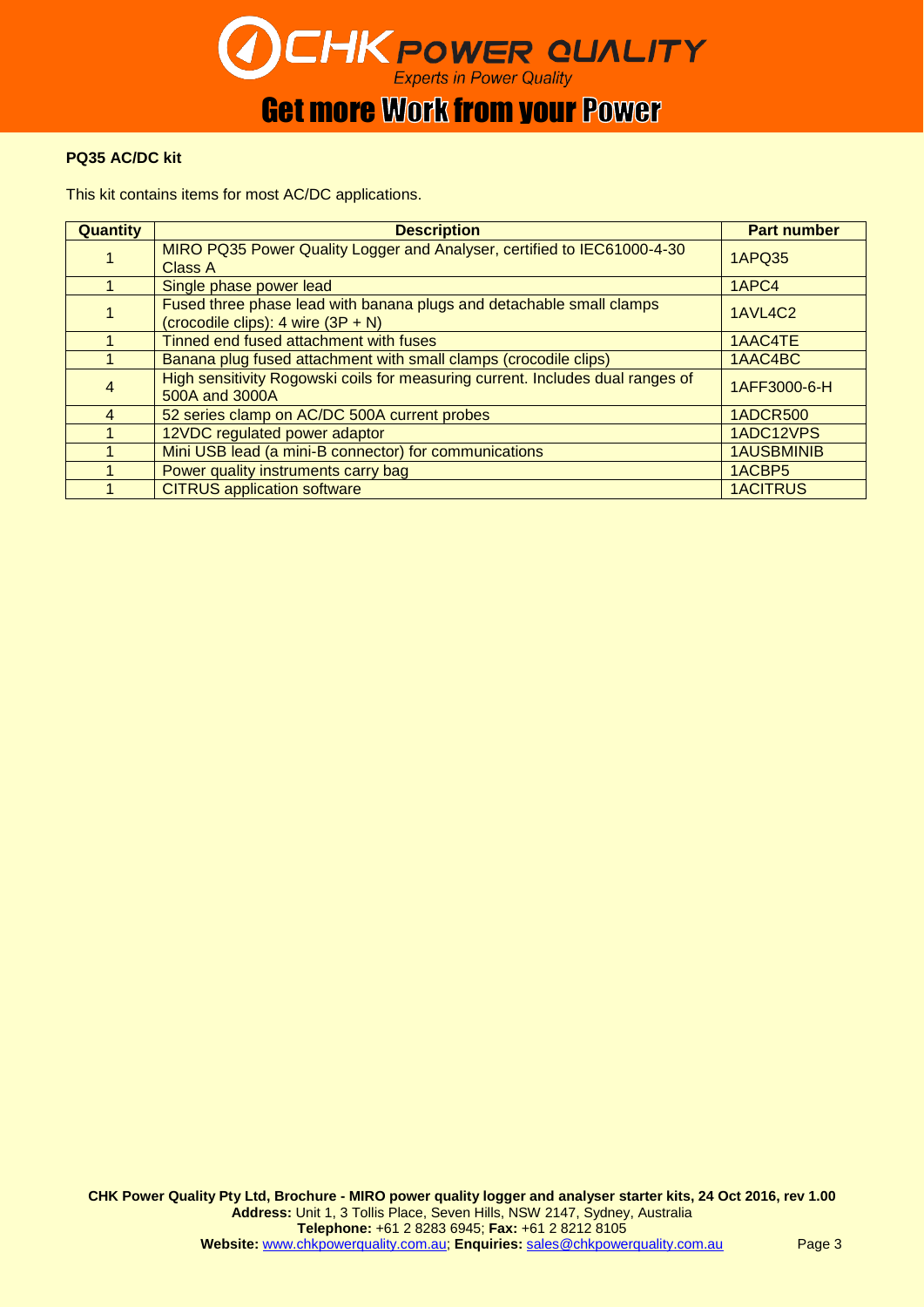**PQ35 AC/DC kit**

This kit contains items for most AC/DC applications.

| Quantity | Description | Part number |
|---|---|---|
| 1 | MIRO PQ35 Power Quality Logger and Analyser, certified to IEC61000-4-30 Class A | 1APQ35 |
| 1 | Single phase power lead | 1APC4 |
| 1 | Fused three phase lead with banana plugs and detachable small clamps (crocodile clips): 4 wire (3P + N) | 1AVL4C2 |
| 1 | Tinned end fused attachment with fuses | 1AAC4TE |
| 1 | Banana plug fused attachment with small clamps (crocodile clips) | 1AAC4BC |
| 4 | High sensitivity Rogowski coils for measuring current. Includes dual ranges of 500A and 3000A | 1AFF3000-6-H |
| 4 | 52 series clamp on AC/DC 500A current probes | 1ADCR500 |
| 1 | 12VDC regulated power adaptor | 1ADC12VPS |
| 1 | Mini USB lead (a mini-B connector) for communications | 1AUSBMINIB |
| 1 | Power quality instruments carry bag | 1ACBP5 |
| 1 | CITRUS application software | 1ACITRUS |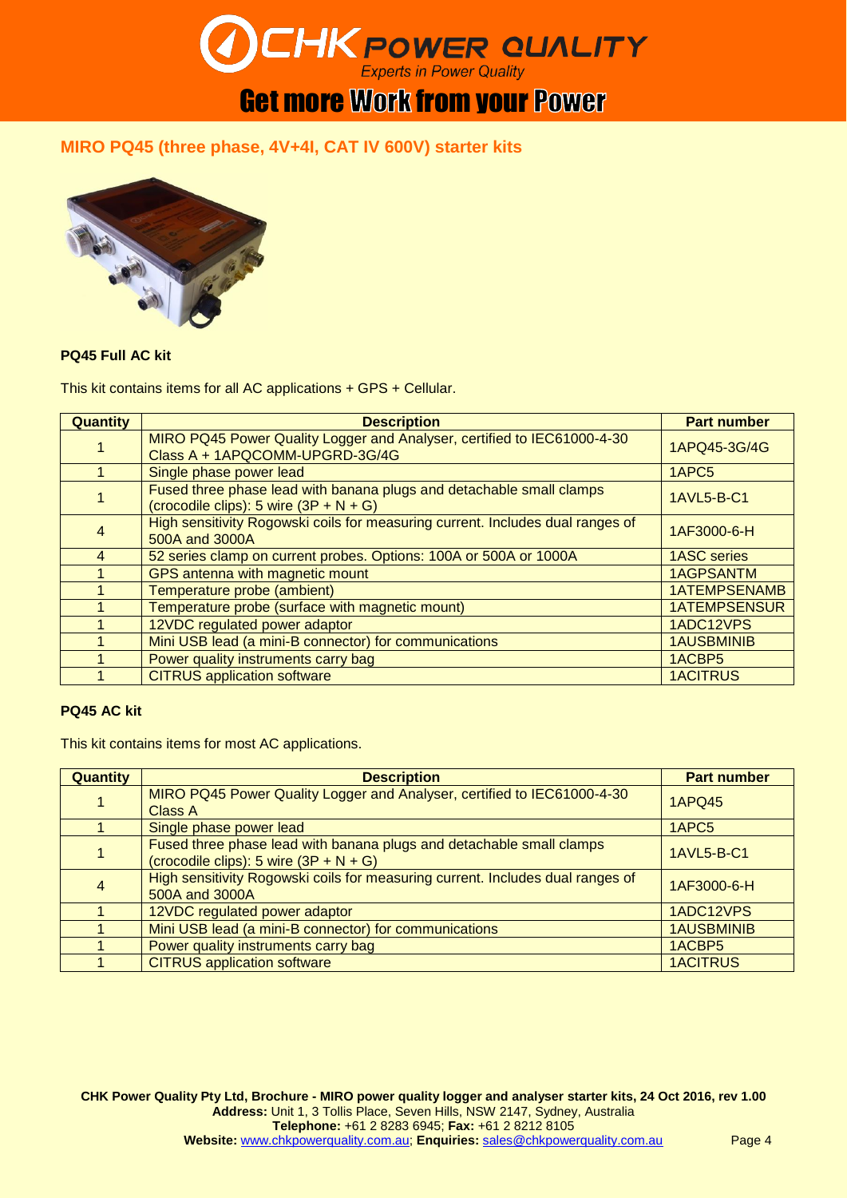## MIRO PQ45 (three phase, 4V+4I, CAT IV 600V) starter kits

### PQ45 Full AC kit

This kit contains items for all AC applications + GPS + Cellular.

| Quantity | Description | Part number |
|---|---|---|
| 1 | MIRO PQ45 Power Quality Logger and Analyser, certified to IEC61000-4-30 Class A + 1APQCOMM-UPGRD-3G/4G | 1APQ45-3G/4G |
| 1 | Single phase power lead | 1APC5 |
| 1 | Fused three phase lead with banana plugs and detachable small clamps (crocodile clips): 5 wire (3P + N + G) | 1AVL5-B-C1 |
| 4 | High sensitivity Rogowski coils for measuring current. Includes dual ranges of 500A and 3000A | 1AF3000-6-H |
| 4 | 52 series clamp on current probes. Options: 100A or 500A or 1000A | 1ASC series |
| 1 | GPS antenna with magnetic mount | 1AGPSANTM |
| 1 | Temperature probe (ambient) | 1ATEMPSENAMB |
| 1 | Temperature probe (surface with magnetic mount) | 1ATEMPSENSUR |
| 1 | 12VDC regulated power adaptor | 1ADC12VPS |
| 1 | Mini USB lead (a mini-B connector) for communications | 1AUSBMINIB |
| 1 | Power quality instruments carry bag | 1ACBP5 |
| 1 | CITRUS application software | 1ACITRUS |

### PQ45 AC kit

This kit contains items for most AC applications.

| Quantity | Description | Part number |
|---|---|---|
| 1 | MIRO PQ45 Power Quality Logger and Analyser, certified to IEC61000-4-30 Class A | 1APQ45 |
| 1 | Single phase power lead | 1APC5 |
| 1 | Fused three phase lead with banana plugs and detachable small clamps (crocodile clips): 5 wire (3P + N + G) | 1AVL5-B-C1 |
| 4 | High sensitivity Rogowski coils for measuring current. Includes dual ranges of 500A and 3000A | 1AF3000-6-H |
| 1 | 12VDC regulated power adaptor | 1ADC12VPS |
| 1 | Mini USB lead (a mini-B connector) for communications | 1AUSBMINIB |
| 1 | Power quality instruments carry bag | 1ACBP5 |
| 1 | CITRUS application software | 1ACITRUS |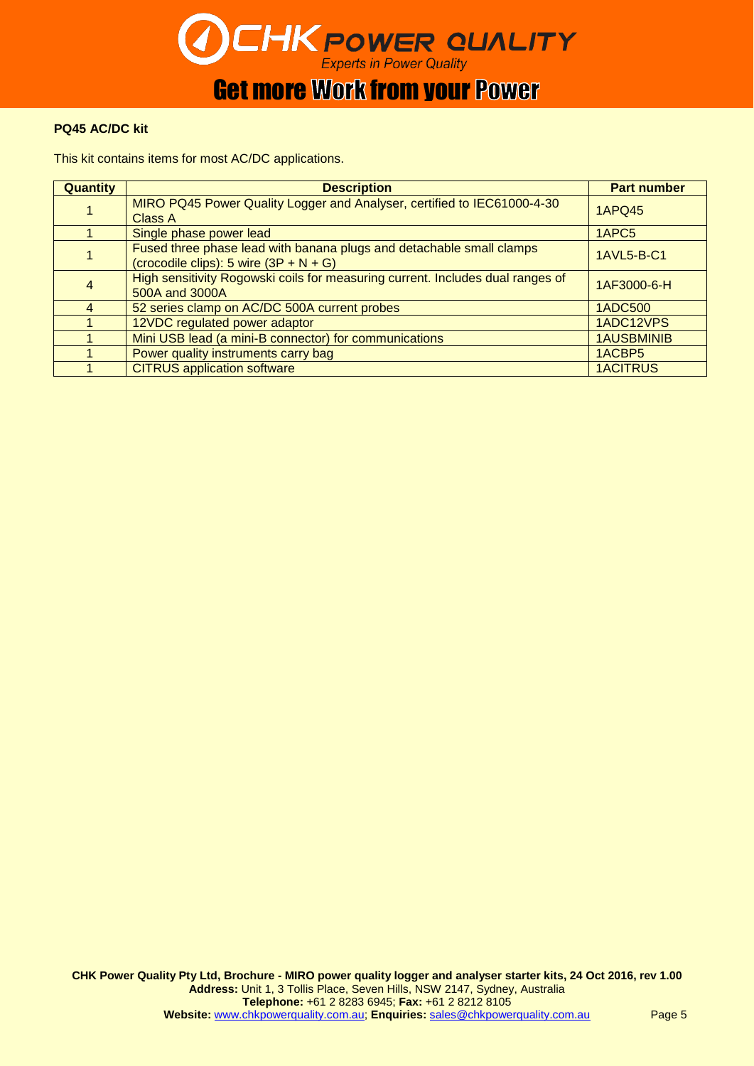**PQ45 AC/DC kit**

This kit contains items for most AC/DC applications.

| Quantity | Description | Part number |
|---|---|---|
| 1 | MIRO PQ45 Power Quality Logger and Analyser, certified to IEC61000-4-30 Class A | 1APQ45 |
| 1 | Single phase power lead | 1APC5 |
| 1 | Fused three phase lead with banana plugs and detachable small clamps (crocodile clips): 5 wire (3P + N + G) | 1AVL5-B-C1 |
| 4 | High sensitivity Rogowski coils for measuring current. Includes dual ranges of 500A and 3000A | 1AF3000-6-H |
| 4 | 52 series clamp on AC/DC 500A current probes | 1ADC500 |
| 1 | 12VDC regulated power adaptor | 1ADC12VPS |
| 1 | Mini USB lead (a mini-B connector) for communications | 1AUSBMINIB |
| 1 | Power quality instruments carry bag | 1ACBP5 |
| 1 | CITRUS application software | 1ACITRUS |